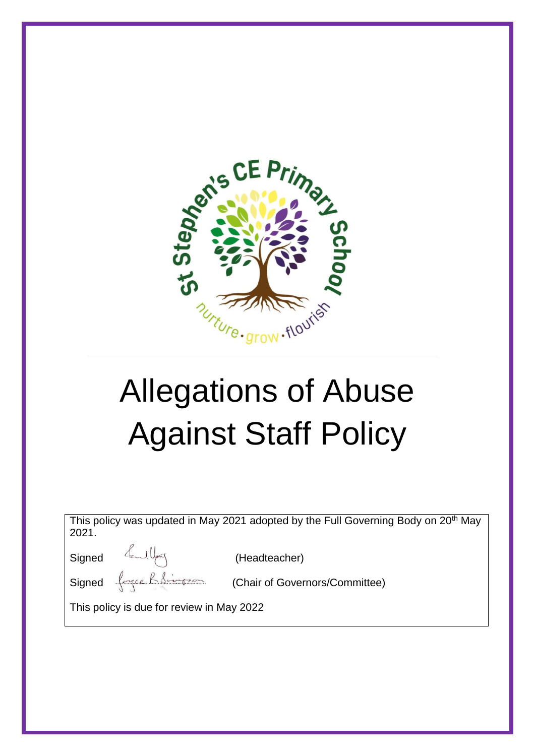# Allegations of Abuse Against Staff Policy

This policy was updated in May 2021 adopted by the Full Governing Body on 20th May 2021.

Signed (Headteacher)

Signed (Chair of Governors/Committee)

This policy is due for review in May 2022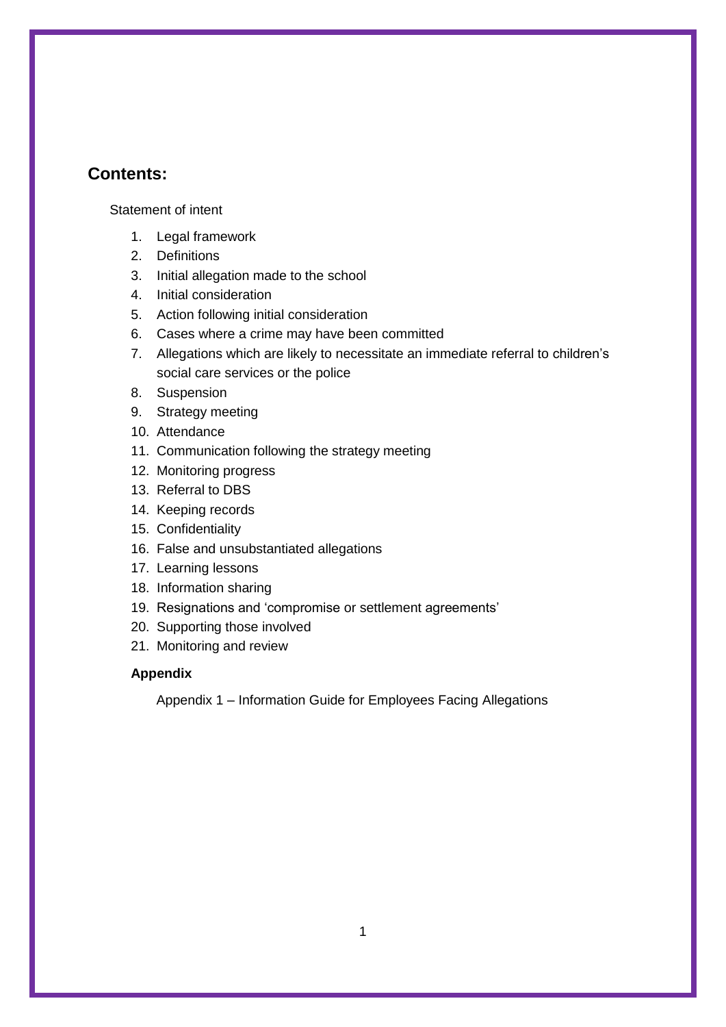## Contents:

Statement of intent

1. Legal framework
2. Definitions
3. Initial allegation made to the school
4. Initial consideration
5. Action following initial consideration
6. Cases where a crime may have been committed
7. Allegations which are likely to necessitate an immediate referral to children's social care services or the police
8. Suspension
9. Strategy meeting
10. Attendance
11. Communication following the strategy meeting
12. Monitoring progress
13. Referral to DBS
14. Keeping records
15. Confidentiality
16. False and unsubstantiated allegations
17. Learning lessons
18. Information sharing
19. Resignations and 'compromise or settlement agreements'
20. Supporting those involved
21. Monitoring and review

**Appendix**

Appendix 1 – Information Guide for Employees Facing Allegations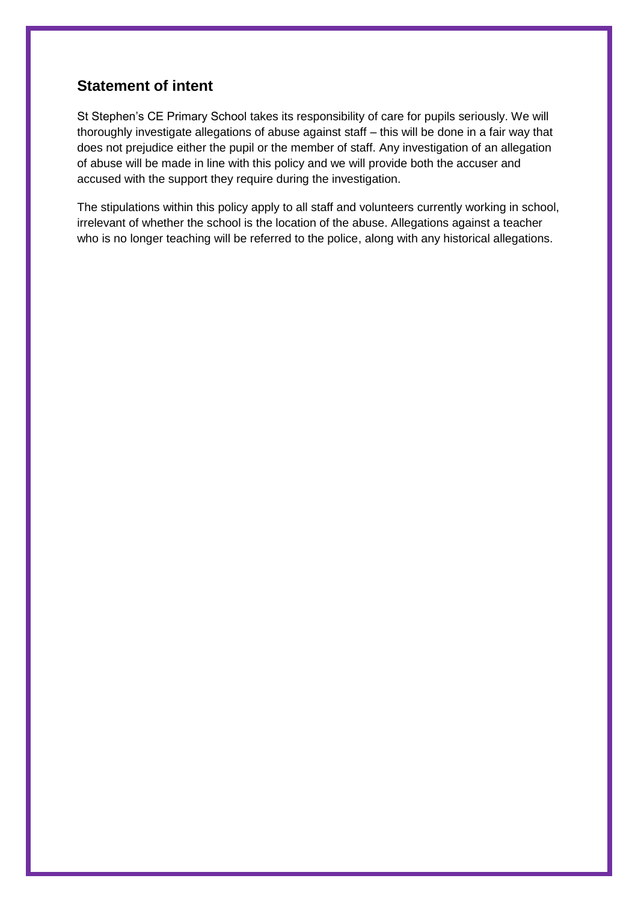## Statement of intent

St Stephen's CE Primary School takes its responsibility of care for pupils seriously. We will thoroughly investigate allegations of abuse against staff – this will be done in a fair way that does not prejudice either the pupil or the member of staff. Any investigation of an allegation of abuse will be made in line with this policy and we will provide both the accuser and accused with the support they require during the investigation.

The stipulations within this policy apply to all staff and volunteers currently working in school, irrelevant of whether the school is the location of the abuse. Allegations against a teacher who is no longer teaching will be referred to the police, along with any historical allegations.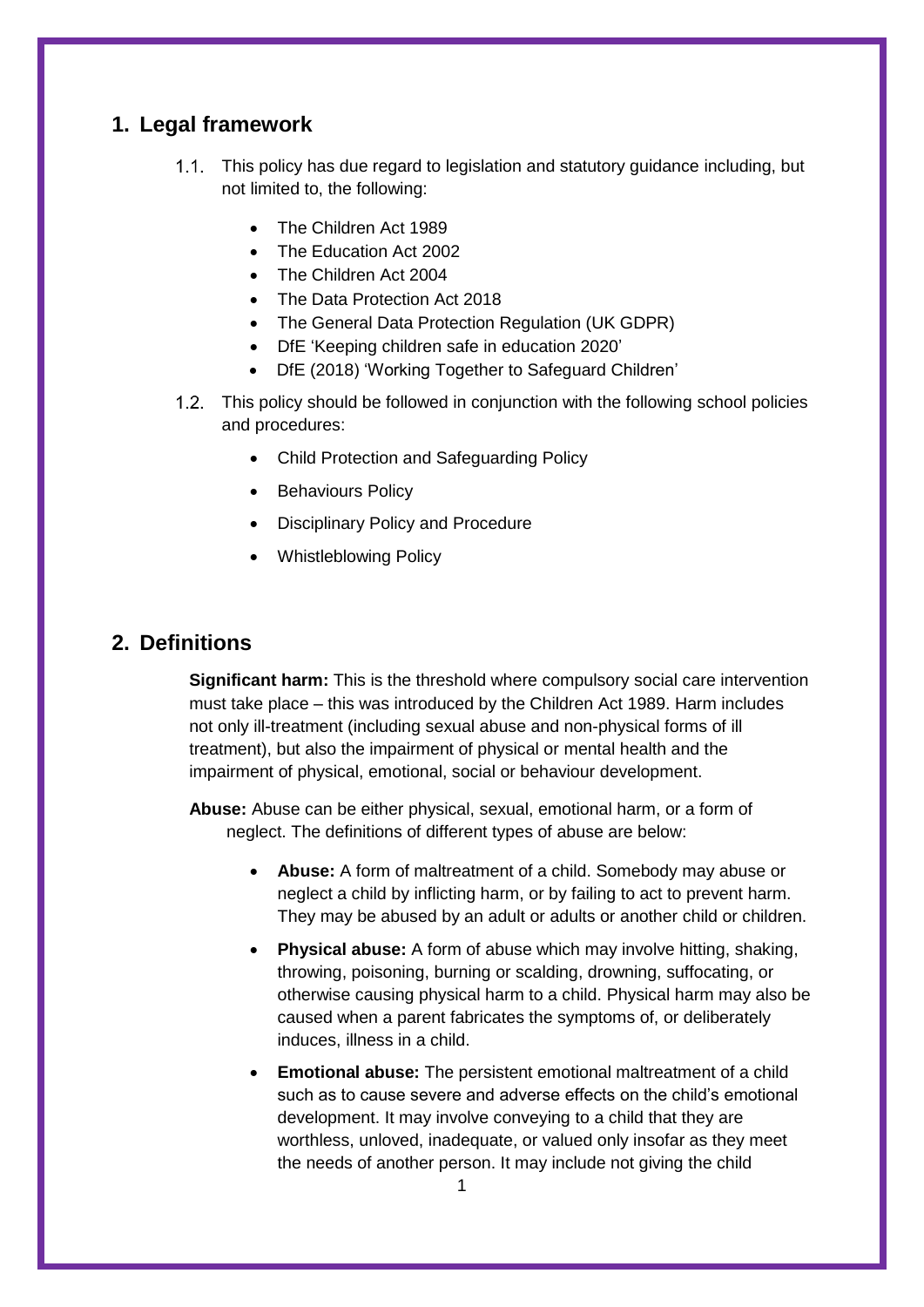## 1. Legal framework

1.1. This policy has due regard to legislation and statutory guidance including, but not limited to, the following:

- The Children Act 1989
- The Education Act 2002
- The Children Act 2004
- The Data Protection Act 2018
- The General Data Protection Regulation (UK GDPR)
- DfE 'Keeping children safe in education 2020'
- DfE (2018) 'Working Together to Safeguard Children'

1.2. This policy should be followed in conjunction with the following school policies and procedures:

- Child Protection and Safeguarding Policy
- Behaviours Policy
- Disciplinary Policy and Procedure
- Whistleblowing Policy

## 2. Definitions

**Significant harm:** This is the threshold where compulsory social care intervention must take place – this was introduced by the Children Act 1989. Harm includes not only ill-treatment (including sexual abuse and non-physical forms of ill treatment), but also the impairment of physical or mental health and the impairment of physical, emotional, social or behaviour development.

**Abuse:** Abuse can be either physical, sexual, emotional harm, or a form of neglect. The definitions of different types of abuse are below:

- **Abuse:** A form of maltreatment of a child. Somebody may abuse or neglect a child by inflicting harm, or by failing to act to prevent harm. They may be abused by an adult or adults or another child or children.
- **Physical abuse:** A form of abuse which may involve hitting, shaking, throwing, poisoning, burning or scalding, drowning, suffocating, or otherwise causing physical harm to a child. Physical harm may also be caused when a parent fabricates the symptoms of, or deliberately induces, illness in a child.
- **Emotional abuse:** The persistent emotional maltreatment of a child such as to cause severe and adverse effects on the child's emotional development. It may involve conveying to a child that they are worthless, unloved, inadequate, or valued only insofar as they meet the needs of another person. It may include not giving the child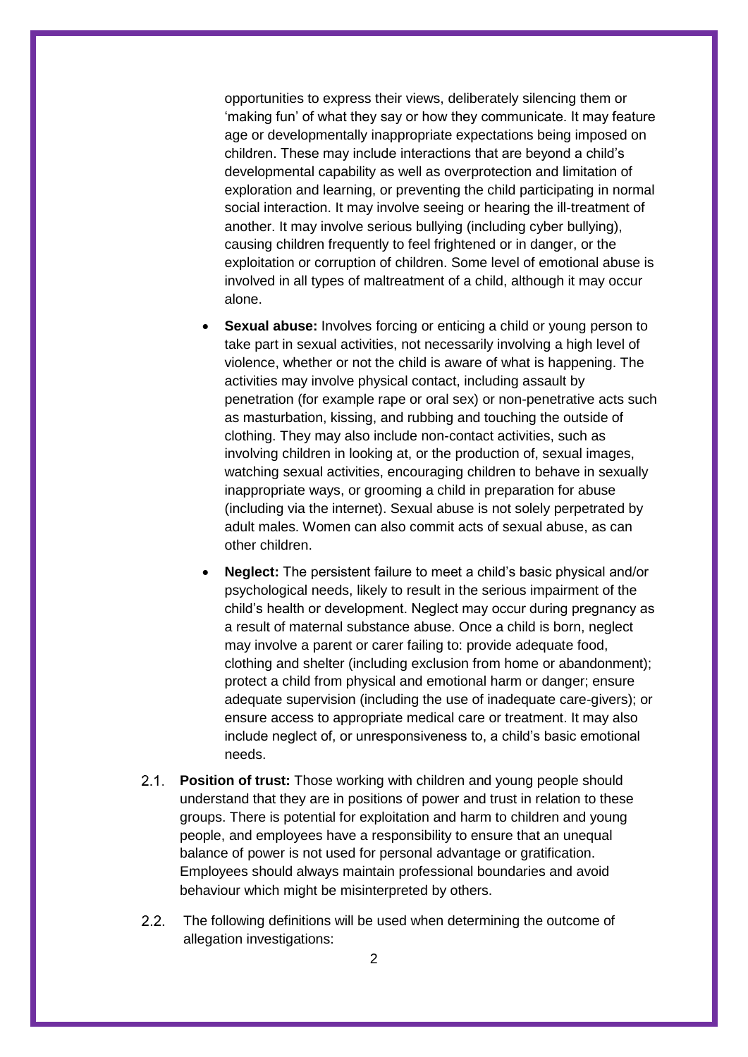opportunities to express their views, deliberately silencing them or 'making fun' of what they say or how they communicate. It may feature age or developmentally inappropriate expectations being imposed on children. These may include interactions that are beyond a child's developmental capability as well as overprotection and limitation of exploration and learning, or preventing the child participating in normal social interaction. It may involve seeing or hearing the ill-treatment of another. It may involve serious bullying (including cyber bullying), causing children frequently to feel frightened or in danger, or the exploitation or corruption of children. Some level of emotional abuse is involved in all types of maltreatment of a child, although it may occur alone.

- **Sexual abuse:** Involves forcing or enticing a child or young person to take part in sexual activities, not necessarily involving a high level of violence, whether or not the child is aware of what is happening. The activities may involve physical contact, including assault by penetration (for example rape or oral sex) or non-penetrative acts such as masturbation, kissing, and rubbing and touching the outside of clothing. They may also include non-contact activities, such as involving children in looking at, or the production of, sexual images, watching sexual activities, encouraging children to behave in sexually inappropriate ways, or grooming a child in preparation for abuse (including via the internet). Sexual abuse is not solely perpetrated by adult males. Women can also commit acts of sexual abuse, as can other children.

- **Neglect:** The persistent failure to meet a child's basic physical and/or psychological needs, likely to result in the serious impairment of the child's health or development. Neglect may occur during pregnancy as a result of maternal substance abuse. Once a child is born, neglect may involve a parent or carer failing to: provide adequate food, clothing and shelter (including exclusion from home or abandonment); protect a child from physical and emotional harm or danger; ensure adequate supervision (including the use of inadequate care-givers); or ensure access to appropriate medical care or treatment. It may also include neglect of, or unresponsiveness to, a child's basic emotional needs.

2.1. **Position of trust:** Those working with children and young people should understand that they are in positions of power and trust in relation to these groups. There is potential for exploitation and harm to children and young people, and employees have a responsibility to ensure that an unequal balance of power is not used for personal advantage or gratification. Employees should always maintain professional boundaries and avoid behaviour which might be misinterpreted by others.

2.2. The following definitions will be used when determining the outcome of allegation investigations: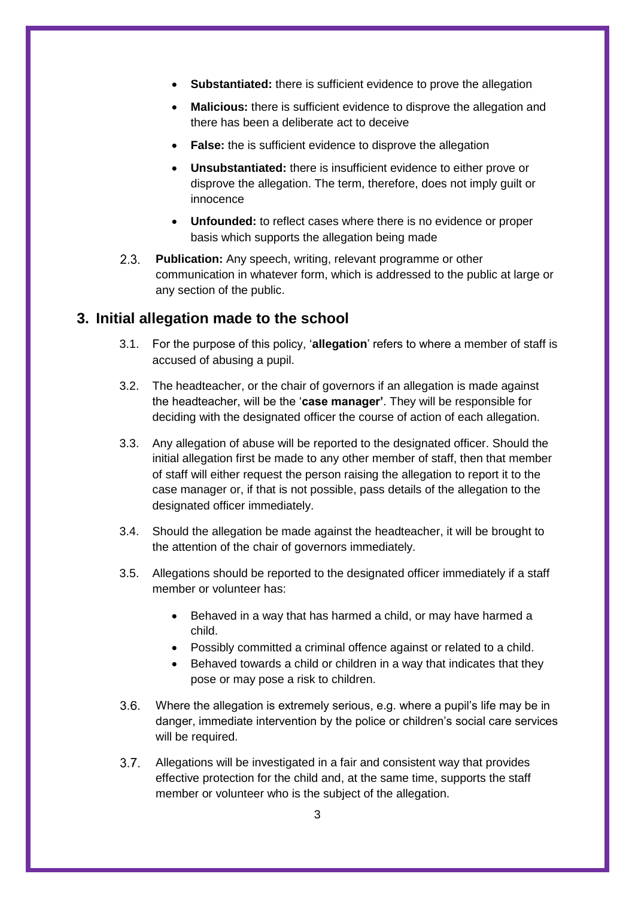- **Substantiated:** there is sufficient evidence to prove the allegation
- **Malicious:** there is sufficient evidence to disprove the allegation and there has been a deliberate act to deceive
- **False:** the is sufficient evidence to disprove the allegation
- **Unsubstantiated:** there is insufficient evidence to either prove or disprove the allegation. The term, therefore, does not imply guilt or innocence
- **Unfounded:** to reflect cases where there is no evidence or proper basis which supports the allegation being made

2.3. **Publication:** Any speech, writing, relevant programme or other communication in whatever form, which is addressed to the public at large or any section of the public.

## 3. Initial allegation made to the school

3.1. For the purpose of this policy, '**allegation**' refers to where a member of staff is accused of abusing a pupil.

3.2. The headteacher, or the chair of governors if an allegation is made against the headteacher, will be the '**case manager'**. They will be responsible for deciding with the designated officer the course of action of each allegation.

3.3. Any allegation of abuse will be reported to the designated officer. Should the initial allegation first be made to any other member of staff, then that member of staff will either request the person raising the allegation to report it to the case manager or, if that is not possible, pass details of the allegation to the designated officer immediately.

3.4. Should the allegation be made against the headteacher, it will be brought to the attention of the chair of governors immediately.

3.5. Allegations should be reported to the designated officer immediately if a staff member or volunteer has:

- Behaved in a way that has harmed a child, or may have harmed a child.
- Possibly committed a criminal offence against or related to a child.
- Behaved towards a child or children in a way that indicates that they pose or may pose a risk to children.

3.6. Where the allegation is extremely serious, e.g. where a pupil's life may be in danger, immediate intervention by the police or children's social care services will be required.

3.7. Allegations will be investigated in a fair and consistent way that provides effective protection for the child and, at the same time, supports the staff member or volunteer who is the subject of the allegation.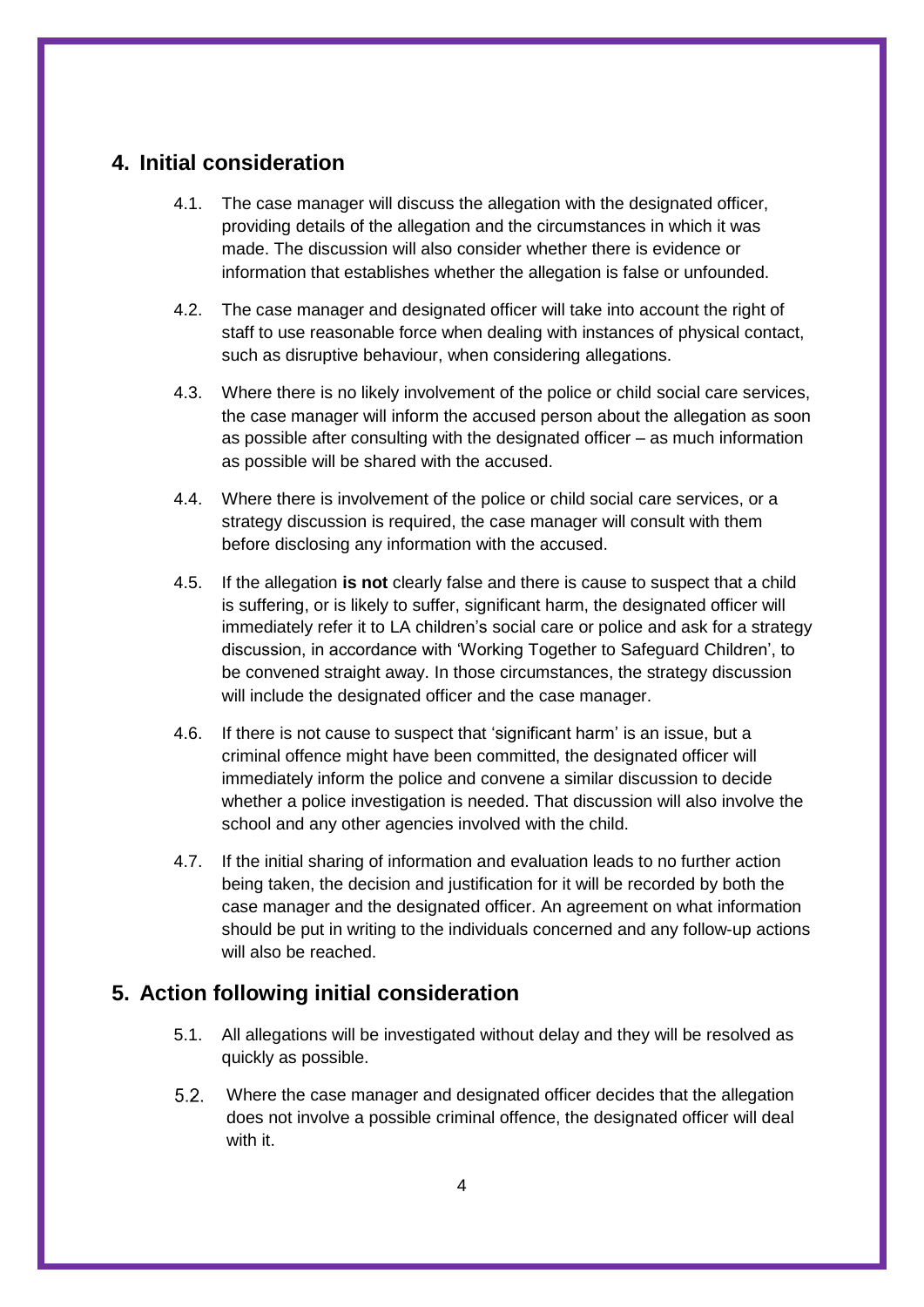## 4. Initial consideration

4.1. The case manager will discuss the allegation with the designated officer, providing details of the allegation and the circumstances in which it was made. The discussion will also consider whether there is evidence or information that establishes whether the allegation is false or unfounded.

4.2. The case manager and designated officer will take into account the right of staff to use reasonable force when dealing with instances of physical contact, such as disruptive behaviour, when considering allegations.

4.3. Where there is no likely involvement of the police or child social care services, the case manager will inform the accused person about the allegation as soon as possible after consulting with the designated officer – as much information as possible will be shared with the accused.

4.4. Where there is involvement of the police or child social care services, or a strategy discussion is required, the case manager will consult with them before disclosing any information with the accused.

4.5. If the allegation **is not** clearly false and there is cause to suspect that a child is suffering, or is likely to suffer, significant harm, the designated officer will immediately refer it to LA children's social care or police and ask for a strategy discussion, in accordance with 'Working Together to Safeguard Children', to be convened straight away. In those circumstances, the strategy discussion will include the designated officer and the case manager.

4.6. If there is not cause to suspect that 'significant harm' is an issue, but a criminal offence might have been committed, the designated officer will immediately inform the police and convene a similar discussion to decide whether a police investigation is needed. That discussion will also involve the school and any other agencies involved with the child.

4.7. If the initial sharing of information and evaluation leads to no further action being taken, the decision and justification for it will be recorded by both the case manager and the designated officer. An agreement on what information should be put in writing to the individuals concerned and any follow-up actions will also be reached.

## 5. Action following initial consideration

5.1. All allegations will be investigated without delay and they will be resolved as quickly as possible.

5.2. Where the case manager and designated officer decides that the allegation does not involve a possible criminal offence, the designated officer will deal with it.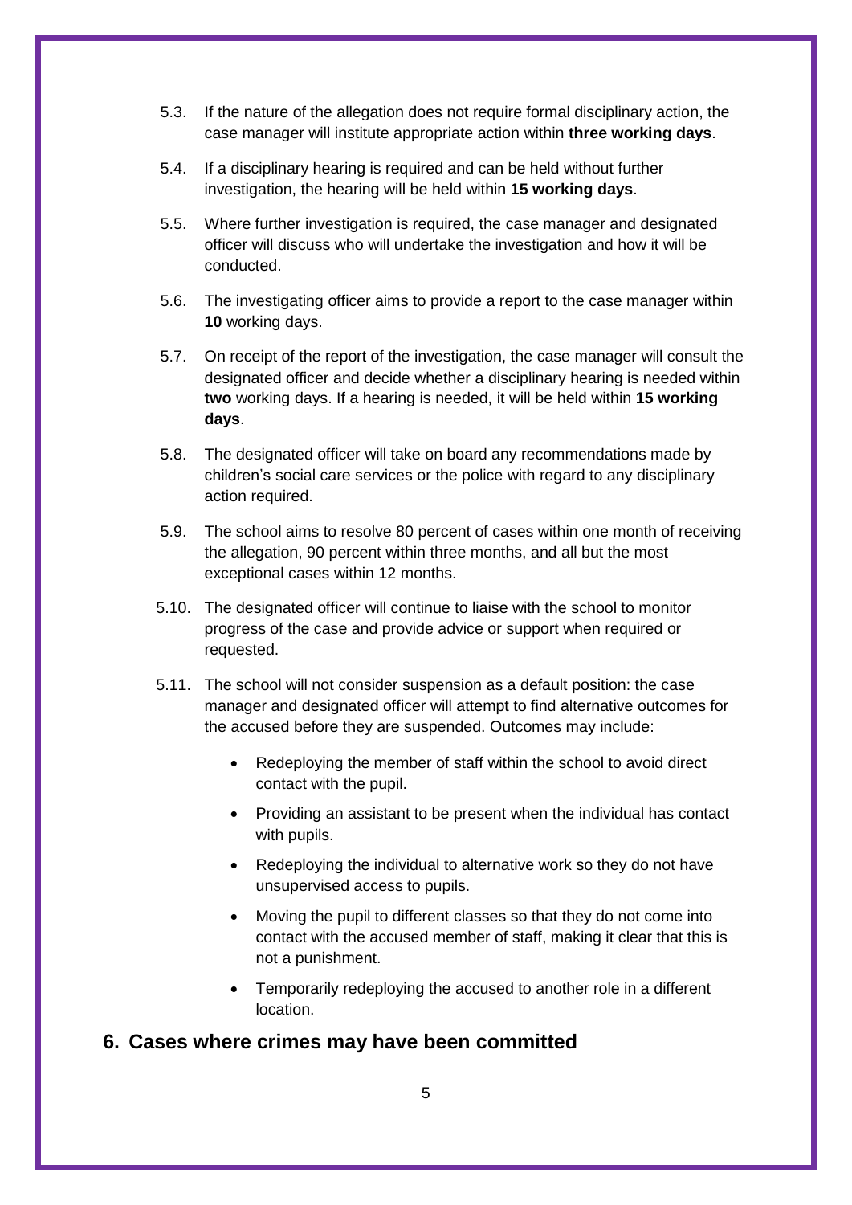5.3. If the nature of the allegation does not require formal disciplinary action, the case manager will institute appropriate action within **three working days**.

5.4. If a disciplinary hearing is required and can be held without further investigation, the hearing will be held within **15 working days**.

5.5. Where further investigation is required, the case manager and designated officer will discuss who will undertake the investigation and how it will be conducted.

5.6. The investigating officer aims to provide a report to the case manager within **10** working days.

5.7. On receipt of the report of the investigation, the case manager will consult the designated officer and decide whether a disciplinary hearing is needed within **two** working days. If a hearing is needed, it will be held within **15 working days**.

5.8. The designated officer will take on board any recommendations made by children's social care services or the police with regard to any disciplinary action required.

5.9. The school aims to resolve 80 percent of cases within one month of receiving the allegation, 90 percent within three months, and all but the most exceptional cases within 12 months.

5.10. The designated officer will continue to liaise with the school to monitor progress of the case and provide advice or support when required or requested.

5.11. The school will not consider suspension as a default position: the case manager and designated officer will attempt to find alternative outcomes for the accused before they are suspended. Outcomes may include:

- Redeploying the member of staff within the school to avoid direct contact with the pupil.
- Providing an assistant to be present when the individual has contact with pupils.
- Redeploying the individual to alternative work so they do not have unsupervised access to pupils.
- Moving the pupil to different classes so that they do not come into contact with the accused member of staff, making it clear that this is not a punishment.
- Temporarily redeploying the accused to another role in a different location.

## 6. Cases where crimes may have been committed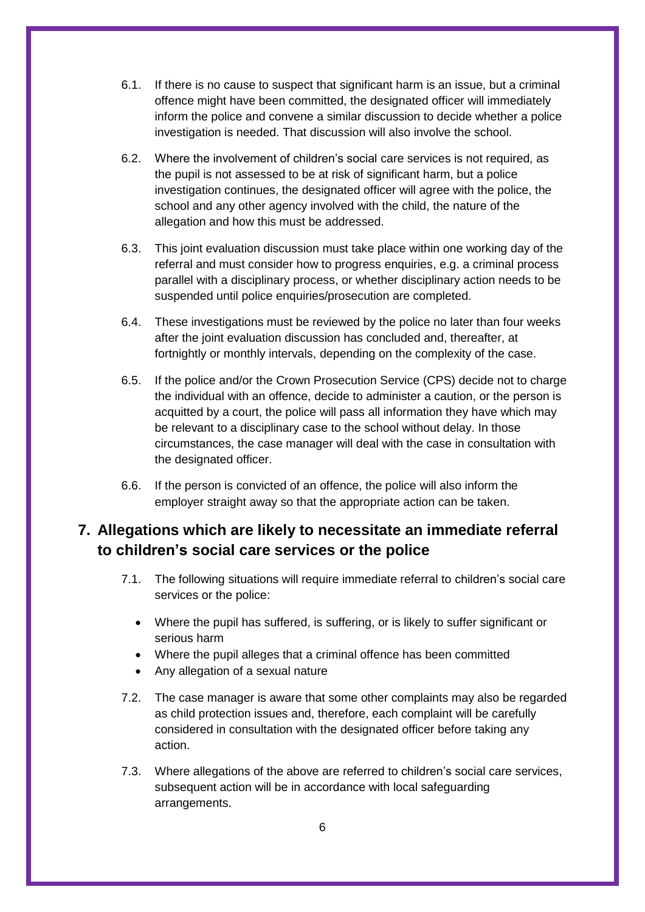6.1. If there is no cause to suspect that significant harm is an issue, but a criminal offence might have been committed, the designated officer will immediately inform the police and convene a similar discussion to decide whether a police investigation is needed. That discussion will also involve the school.

6.2. Where the involvement of children's social care services is not required, as the pupil is not assessed to be at risk of significant harm, but a police investigation continues, the designated officer will agree with the police, the school and any other agency involved with the child, the nature of the allegation and how this must be addressed.

6.3. This joint evaluation discussion must take place within one working day of the referral and must consider how to progress enquiries, e.g. a criminal process parallel with a disciplinary process, or whether disciplinary action needs to be suspended until police enquiries/prosecution are completed.

6.4. These investigations must be reviewed by the police no later than four weeks after the joint evaluation discussion has concluded and, thereafter, at fortnightly or monthly intervals, depending on the complexity of the case.

6.5. If the police and/or the Crown Prosecution Service (CPS) decide not to charge the individual with an offence, decide to administer a caution, or the person is acquitted by a court, the police will pass all information they have which may be relevant to a disciplinary case to the school without delay. In those circumstances, the case manager will deal with the case in consultation with the designated officer.

6.6. If the person is convicted of an offence, the police will also inform the employer straight away so that the appropriate action can be taken.

## 7. Allegations which are likely to necessitate an immediate referral to children's social care services or the police

7.1. The following situations will require immediate referral to children's social care services or the police:

- Where the pupil has suffered, is suffering, or is likely to suffer significant or serious harm
- Where the pupil alleges that a criminal offence has been committed
- Any allegation of a sexual nature

7.2. The case manager is aware that some other complaints may also be regarded as child protection issues and, therefore, each complaint will be carefully considered in consultation with the designated officer before taking any action.

7.3. Where allegations of the above are referred to children's social care services, subsequent action will be in accordance with local safeguarding arrangements.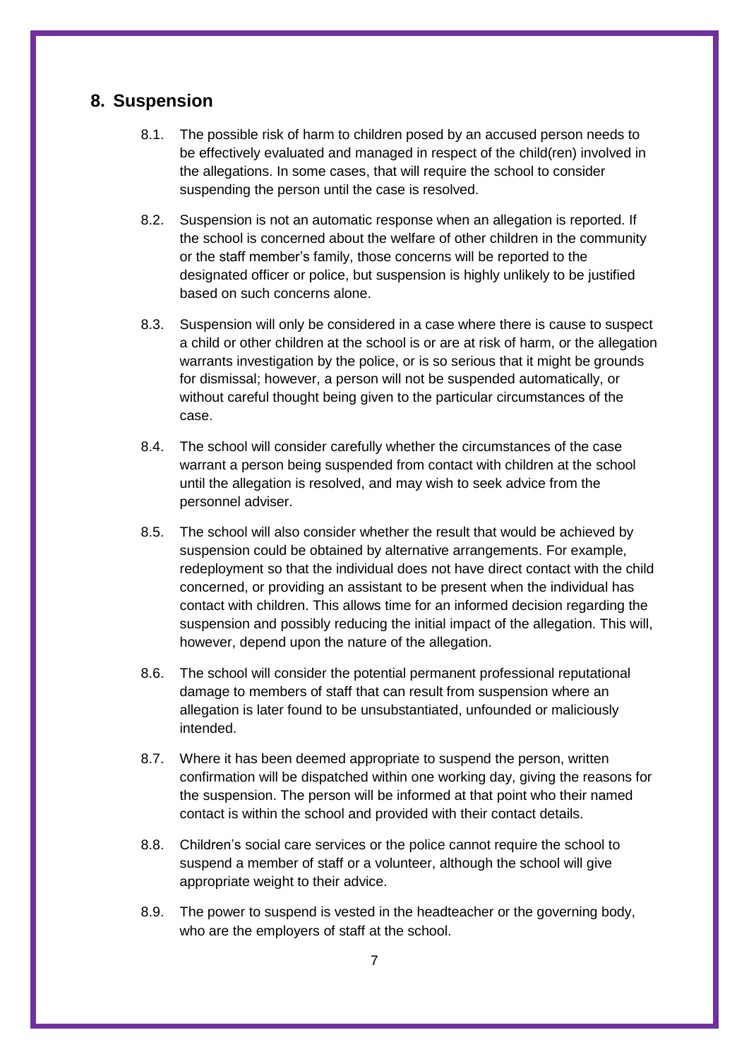## 8. Suspension

8.1. The possible risk of harm to children posed by an accused person needs to be effectively evaluated and managed in respect of the child(ren) involved in the allegations. In some cases, that will require the school to consider suspending the person until the case is resolved.

8.2. Suspension is not an automatic response when an allegation is reported. If the school is concerned about the welfare of other children in the community or the staff member's family, those concerns will be reported to the designated officer or police, but suspension is highly unlikely to be justified based on such concerns alone.

8.3. Suspension will only be considered in a case where there is cause to suspect a child or other children at the school is or are at risk of harm, or the allegation warrants investigation by the police, or is so serious that it might be grounds for dismissal; however, a person will not be suspended automatically, or without careful thought being given to the particular circumstances of the case.

8.4. The school will consider carefully whether the circumstances of the case warrant a person being suspended from contact with children at the school until the allegation is resolved, and may wish to seek advice from the personnel adviser.

8.5. The school will also consider whether the result that would be achieved by suspension could be obtained by alternative arrangements. For example, redeployment so that the individual does not have direct contact with the child concerned, or providing an assistant to be present when the individual has contact with children. This allows time for an informed decision regarding the suspension and possibly reducing the initial impact of the allegation. This will, however, depend upon the nature of the allegation.

8.6. The school will consider the potential permanent professional reputational damage to members of staff that can result from suspension where an allegation is later found to be unsubstantiated, unfounded or maliciously intended.

8.7. Where it has been deemed appropriate to suspend the person, written confirmation will be dispatched within one working day, giving the reasons for the suspension. The person will be informed at that point who their named contact is within the school and provided with their contact details.

8.8. Children's social care services or the police cannot require the school to suspend a member of staff or a volunteer, although the school will give appropriate weight to their advice.

8.9. The power to suspend is vested in the headteacher or the governing body, who are the employers of staff at the school.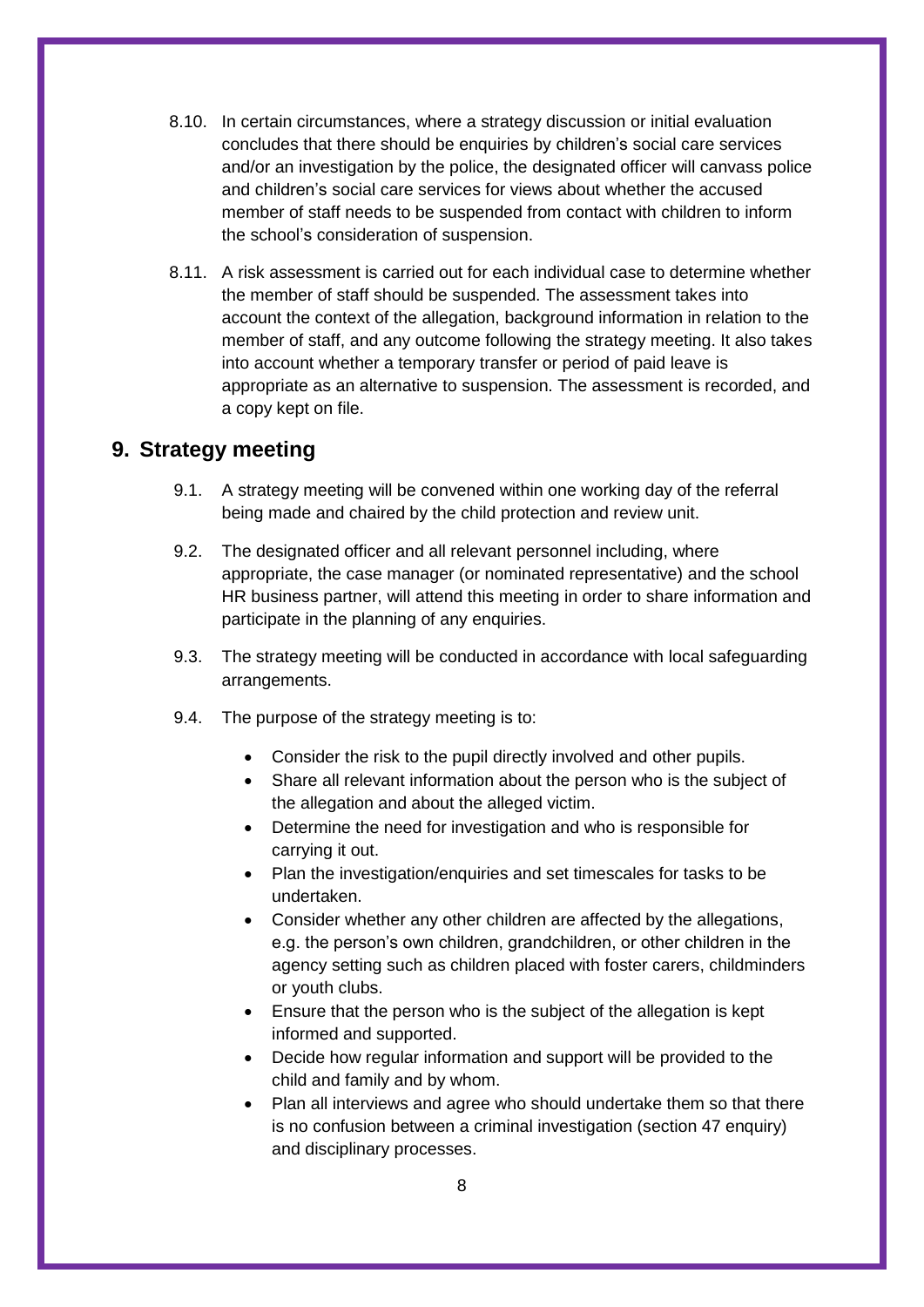8.10. In certain circumstances, where a strategy discussion or initial evaluation concludes that there should be enquiries by children's social care services and/or an investigation by the police, the designated officer will canvass police and children's social care services for views about whether the accused member of staff needs to be suspended from contact with children to inform the school's consideration of suspension.

8.11. A risk assessment is carried out for each individual case to determine whether the member of staff should be suspended. The assessment takes into account the context of the allegation, background information in relation to the member of staff, and any outcome following the strategy meeting. It also takes into account whether a temporary transfer or period of paid leave is appropriate as an alternative to suspension. The assessment is recorded, and a copy kept on file.

## 9. Strategy meeting

9.1. A strategy meeting will be convened within one working day of the referral being made and chaired by the child protection and review unit.

9.2. The designated officer and all relevant personnel including, where appropriate, the case manager (or nominated representative) and the school HR business partner, will attend this meeting in order to share information and participate in the planning of any enquiries.

9.3. The strategy meeting will be conducted in accordance with local safeguarding arrangements.

9.4. The purpose of the strategy meeting is to:

- Consider the risk to the pupil directly involved and other pupils.
- Share all relevant information about the person who is the subject of the allegation and about the alleged victim.
- Determine the need for investigation and who is responsible for carrying it out.
- Plan the investigation/enquiries and set timescales for tasks to be undertaken.
- Consider whether any other children are affected by the allegations, e.g. the person's own children, grandchildren, or other children in the agency setting such as children placed with foster carers, childminders or youth clubs.
- Ensure that the person who is the subject of the allegation is kept informed and supported.
- Decide how regular information and support will be provided to the child and family and by whom.
- Plan all interviews and agree who should undertake them so that there is no confusion between a criminal investigation (section 47 enquiry) and disciplinary processes.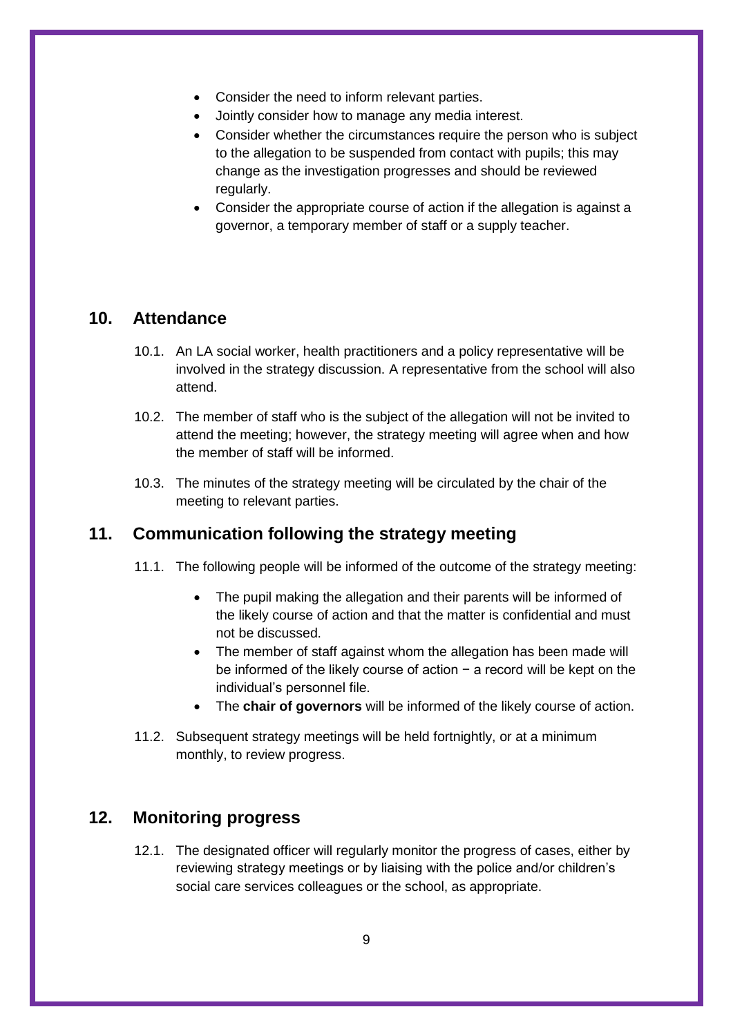- Consider the need to inform relevant parties.
- Jointly consider how to manage any media interest.
- Consider whether the circumstances require the person who is subject to the allegation to be suspended from contact with pupils; this may change as the investigation progresses and should be reviewed regularly.
- Consider the appropriate course of action if the allegation is against a governor, a temporary member of staff or a supply teacher.

## 10. Attendance

10.1. An LA social worker, health practitioners and a policy representative will be involved in the strategy discussion. A representative from the school will also attend.

10.2. The member of staff who is the subject of the allegation will not be invited to attend the meeting; however, the strategy meeting will agree when and how the member of staff will be informed.

10.3. The minutes of the strategy meeting will be circulated by the chair of the meeting to relevant parties.

## 11. Communication following the strategy meeting

11.1. The following people will be informed of the outcome of the strategy meeting:

- The pupil making the allegation and their parents will be informed of the likely course of action and that the matter is confidential and must not be discussed.
- The member of staff against whom the allegation has been made will be informed of the likely course of action − a record will be kept on the individual's personnel file.
- The **chair of governors** will be informed of the likely course of action.

11.2. Subsequent strategy meetings will be held fortnightly, or at a minimum monthly, to review progress.

## 12. Monitoring progress

12.1. The designated officer will regularly monitor the progress of cases, either by reviewing strategy meetings or by liaising with the police and/or children's social care services colleagues or the school, as appropriate.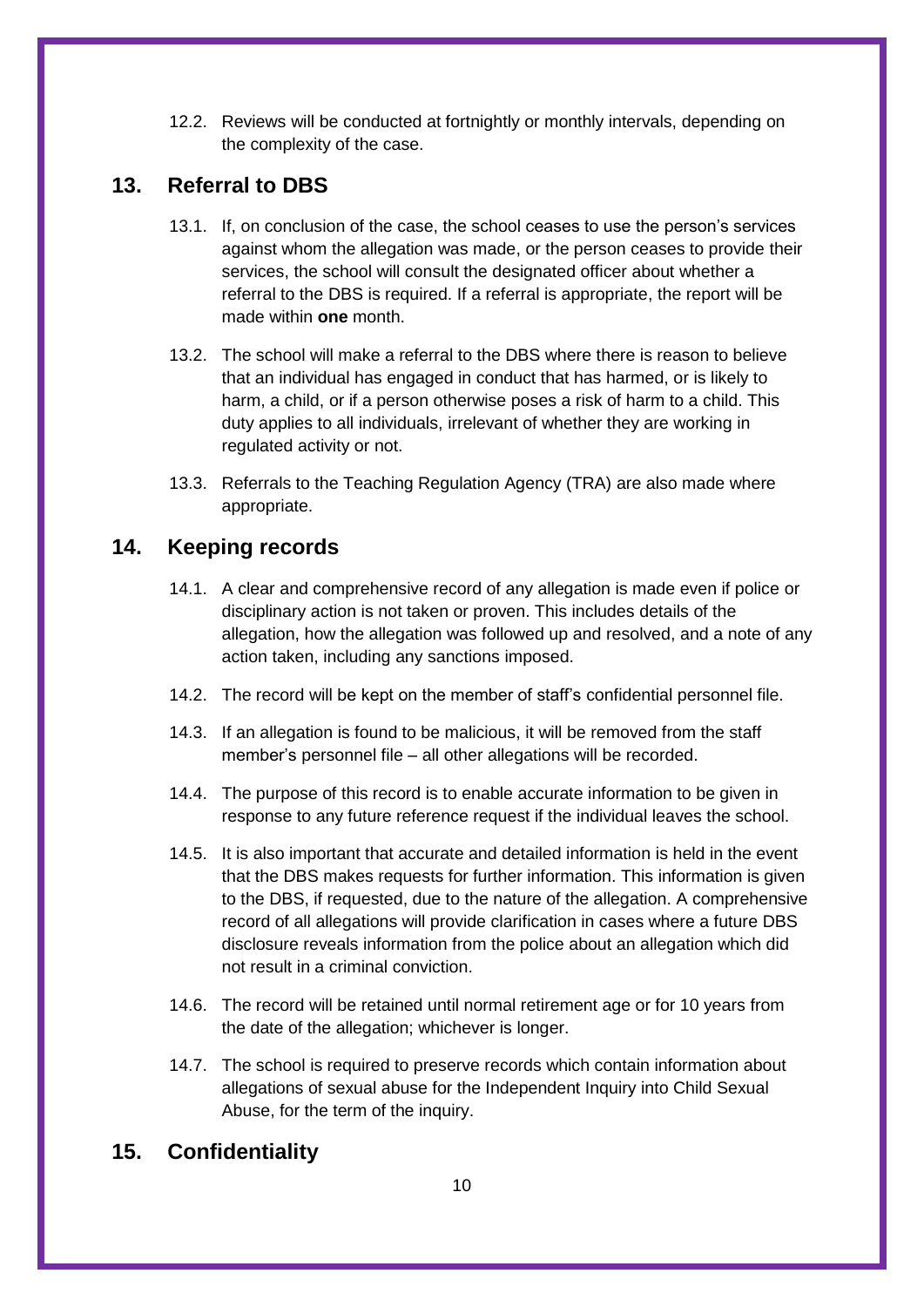12.2. Reviews will be conducted at fortnightly or monthly intervals, depending on the complexity of the case.

## 13. Referral to DBS

13.1. If, on conclusion of the case, the school ceases to use the person's services against whom the allegation was made, or the person ceases to provide their services, the school will consult the designated officer about whether a referral to the DBS is required. If a referral is appropriate, the report will be made within **one** month.

13.2. The school will make a referral to the DBS where there is reason to believe that an individual has engaged in conduct that has harmed, or is likely to harm, a child, or if a person otherwise poses a risk of harm to a child. This duty applies to all individuals, irrelevant of whether they are working in regulated activity or not.

13.3. Referrals to the Teaching Regulation Agency (TRA) are also made where appropriate.

## 14. Keeping records

14.1. A clear and comprehensive record of any allegation is made even if police or disciplinary action is not taken or proven. This includes details of the allegation, how the allegation was followed up and resolved, and a note of any action taken, including any sanctions imposed.

14.2. The record will be kept on the member of staff's confidential personnel file.

14.3. If an allegation is found to be malicious, it will be removed from the staff member's personnel file – all other allegations will be recorded.

14.4. The purpose of this record is to enable accurate information to be given in response to any future reference request if the individual leaves the school.

14.5. It is also important that accurate and detailed information is held in the event that the DBS makes requests for further information. This information is given to the DBS, if requested, due to the nature of the allegation. A comprehensive record of all allegations will provide clarification in cases where a future DBS disclosure reveals information from the police about an allegation which did not result in a criminal conviction.

14.6. The record will be retained until normal retirement age or for 10 years from the date of the allegation; whichever is longer.

14.7. The school is required to preserve records which contain information about allegations of sexual abuse for the Independent Inquiry into Child Sexual Abuse, for the term of the inquiry.

## 15. Confidentiality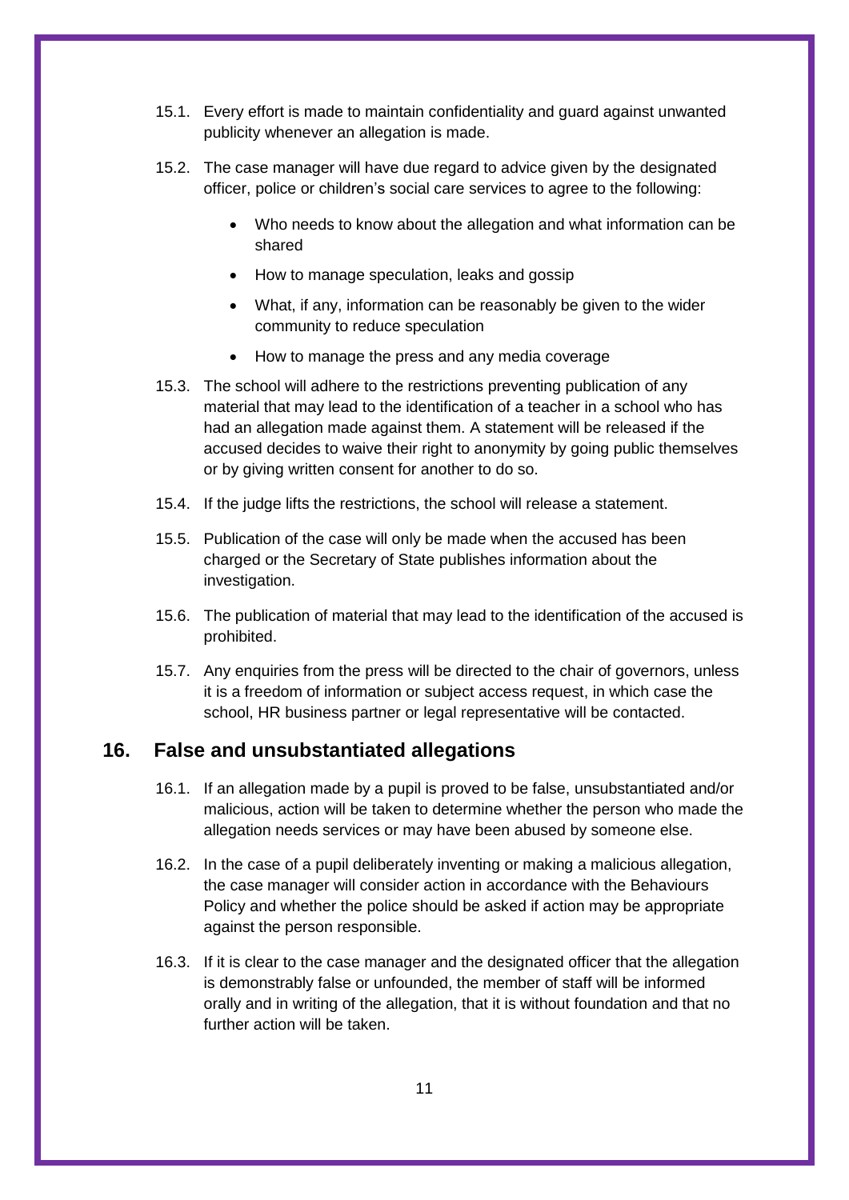15.1. Every effort is made to maintain confidentiality and guard against unwanted publicity whenever an allegation is made.

15.2. The case manager will have due regard to advice given by the designated officer, police or children's social care services to agree to the following:

- Who needs to know about the allegation and what information can be shared
- How to manage speculation, leaks and gossip
- What, if any, information can be reasonably be given to the wider community to reduce speculation
- How to manage the press and any media coverage

15.3. The school will adhere to the restrictions preventing publication of any material that may lead to the identification of a teacher in a school who has had an allegation made against them. A statement will be released if the accused decides to waive their right to anonymity by going public themselves or by giving written consent for another to do so.

15.4. If the judge lifts the restrictions, the school will release a statement.

15.5. Publication of the case will only be made when the accused has been charged or the Secretary of State publishes information about the investigation.

15.6. The publication of material that may lead to the identification of the accused is prohibited.

15.7. Any enquiries from the press will be directed to the chair of governors, unless it is a freedom of information or subject access request, in which case the school, HR business partner or legal representative will be contacted.

## 16. False and unsubstantiated allegations

16.1. If an allegation made by a pupil is proved to be false, unsubstantiated and/or malicious, action will be taken to determine whether the person who made the allegation needs services or may have been abused by someone else.

16.2. In the case of a pupil deliberately inventing or making a malicious allegation, the case manager will consider action in accordance with the Behaviours Policy and whether the police should be asked if action may be appropriate against the person responsible.

16.3. If it is clear to the case manager and the designated officer that the allegation is demonstrably false or unfounded, the member of staff will be informed orally and in writing of the allegation, that it is without foundation and that no further action will be taken.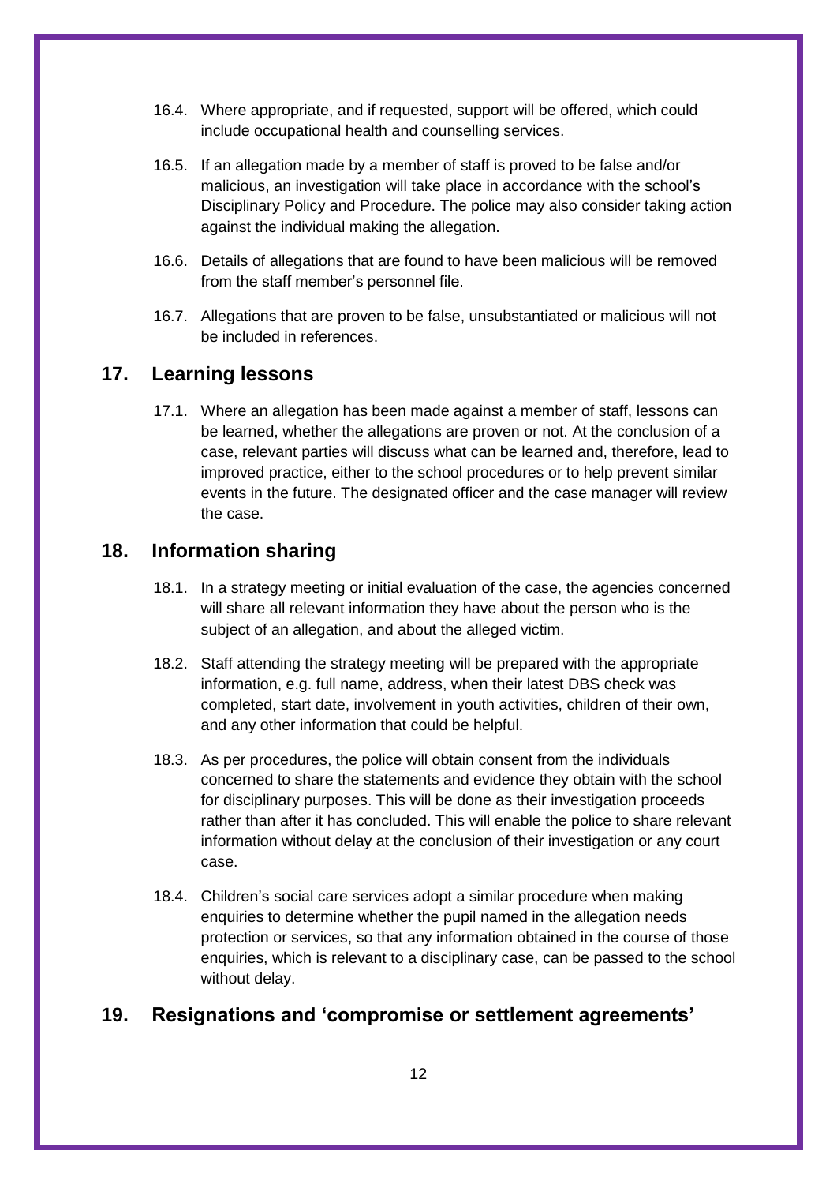16.4. Where appropriate, and if requested, support will be offered, which could include occupational health and counselling services.

16.5. If an allegation made by a member of staff is proved to be false and/or malicious, an investigation will take place in accordance with the school's Disciplinary Policy and Procedure. The police may also consider taking action against the individual making the allegation.

16.6. Details of allegations that are found to have been malicious will be removed from the staff member's personnel file.

16.7. Allegations that are proven to be false, unsubstantiated or malicious will not be included in references.

## 17. Learning lessons

17.1. Where an allegation has been made against a member of staff, lessons can be learned, whether the allegations are proven or not. At the conclusion of a case, relevant parties will discuss what can be learned and, therefore, lead to improved practice, either to the school procedures or to help prevent similar events in the future. The designated officer and the case manager will review the case.

## 18. Information sharing

18.1. In a strategy meeting or initial evaluation of the case, the agencies concerned will share all relevant information they have about the person who is the subject of an allegation, and about the alleged victim.

18.2. Staff attending the strategy meeting will be prepared with the appropriate information, e.g. full name, address, when their latest DBS check was completed, start date, involvement in youth activities, children of their own, and any other information that could be helpful.

18.3. As per procedures, the police will obtain consent from the individuals concerned to share the statements and evidence they obtain with the school for disciplinary purposes. This will be done as their investigation proceeds rather than after it has concluded. This will enable the police to share relevant information without delay at the conclusion of their investigation or any court case.

18.4. Children's social care services adopt a similar procedure when making enquiries to determine whether the pupil named in the allegation needs protection or services, so that any information obtained in the course of those enquiries, which is relevant to a disciplinary case, can be passed to the school without delay.

## 19. Resignations and 'compromise or settlement agreements'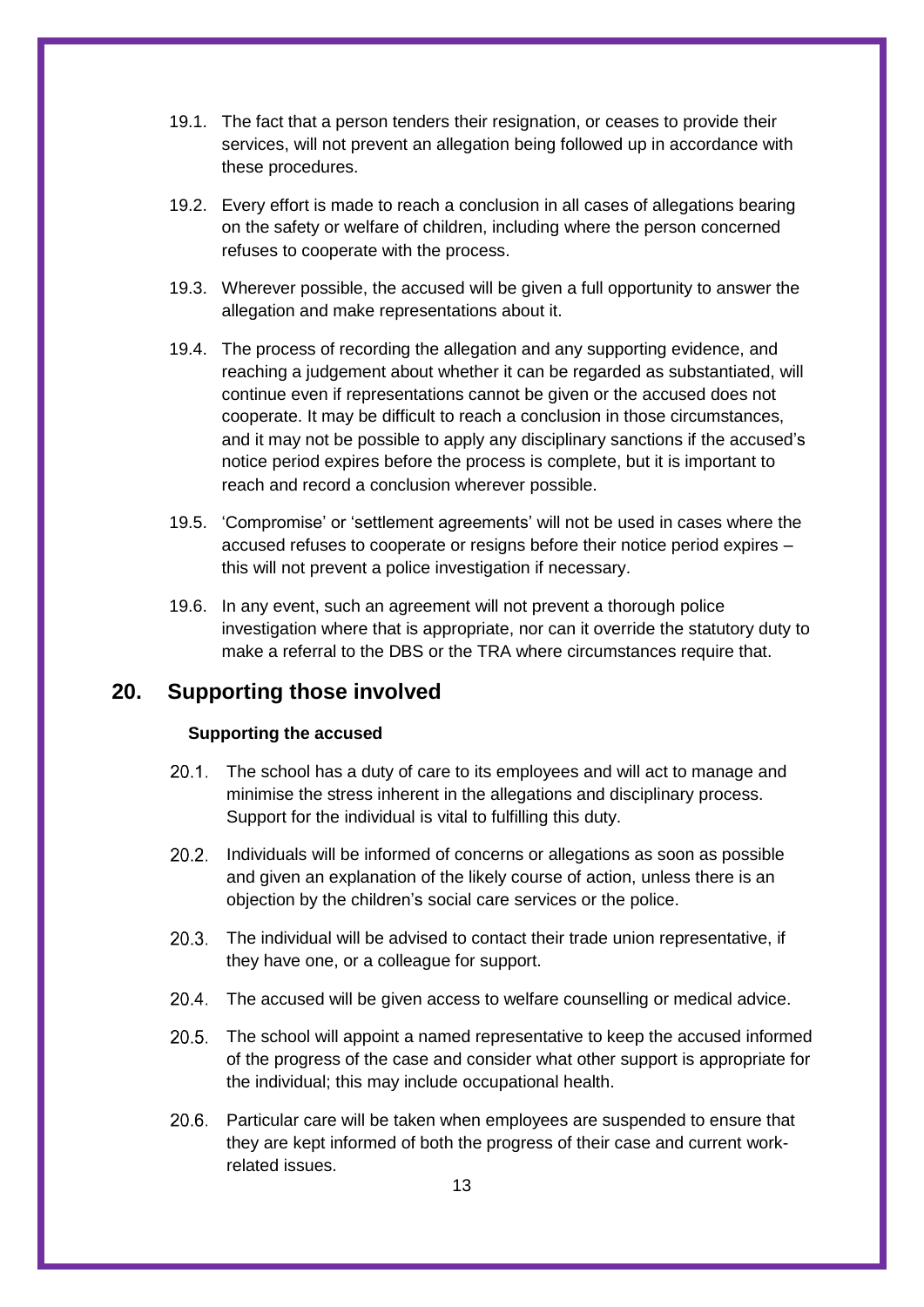19.1. The fact that a person tenders their resignation, or ceases to provide their services, will not prevent an allegation being followed up in accordance with these procedures.

19.2. Every effort is made to reach a conclusion in all cases of allegations bearing on the safety or welfare of children, including where the person concerned refuses to cooperate with the process.

19.3. Wherever possible, the accused will be given a full opportunity to answer the allegation and make representations about it.

19.4. The process of recording the allegation and any supporting evidence, and reaching a judgement about whether it can be regarded as substantiated, will continue even if representations cannot be given or the accused does not cooperate. It may be difficult to reach a conclusion in those circumstances, and it may not be possible to apply any disciplinary sanctions if the accused's notice period expires before the process is complete, but it is important to reach and record a conclusion wherever possible.

19.5. 'Compromise' or 'settlement agreements' will not be used in cases where the accused refuses to cooperate or resigns before their notice period expires – this will not prevent a police investigation if necessary.

19.6. In any event, such an agreement will not prevent a thorough police investigation where that is appropriate, nor can it override the statutory duty to make a referral to the DBS or the TRA where circumstances require that.

## 20. Supporting those involved

**Supporting the accused**

20.1. The school has a duty of care to its employees and will act to manage and minimise the stress inherent in the allegations and disciplinary process. Support for the individual is vital to fulfilling this duty.

20.2. Individuals will be informed of concerns or allegations as soon as possible and given an explanation of the likely course of action, unless there is an objection by the children's social care services or the police.

20.3. The individual will be advised to contact their trade union representative, if they have one, or a colleague for support.

20.4. The accused will be given access to welfare counselling or medical advice.

20.5. The school will appoint a named representative to keep the accused informed of the progress of the case and consider what other support is appropriate for the individual; this may include occupational health.

20.6. Particular care will be taken when employees are suspended to ensure that they are kept informed of both the progress of their case and current work-related issues.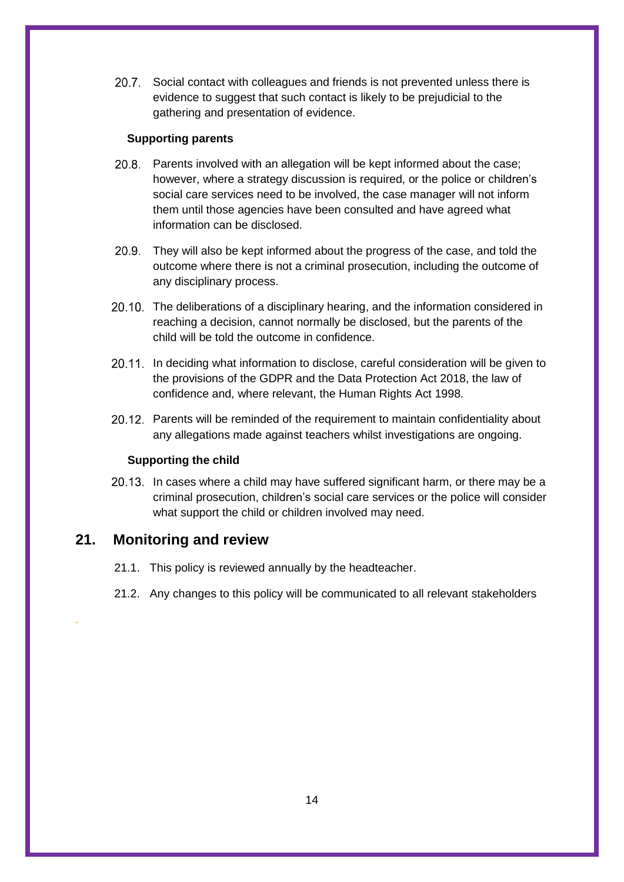20.7. Social contact with colleagues and friends is not prevented unless there is evidence to suggest that such contact is likely to be prejudicial to the gathering and presentation of evidence.

**Supporting parents**

20.8. Parents involved with an allegation will be kept informed about the case; however, where a strategy discussion is required, or the police or children's social care services need to be involved, the case manager will not inform them until those agencies have been consulted and have agreed what information can be disclosed.

20.9. They will also be kept informed about the progress of the case, and told the outcome where there is not a criminal prosecution, including the outcome of any disciplinary process.

20.10. The deliberations of a disciplinary hearing, and the information considered in reaching a decision, cannot normally be disclosed, but the parents of the child will be told the outcome in confidence.

20.11. In deciding what information to disclose, careful consideration will be given to the provisions of the GDPR and the Data Protection Act 2018, the law of confidence and, where relevant, the Human Rights Act 1998.

20.12. Parents will be reminded of the requirement to maintain confidentiality about any allegations made against teachers whilst investigations are ongoing.

**Supporting the child**

20.13. In cases where a child may have suffered significant harm, or there may be a criminal prosecution, children's social care services or the police will consider what support the child or children involved may need.

## 21. Monitoring and review

21.1. This policy is reviewed annually by the headteacher.

21.2. Any changes to this policy will be communicated to all relevant stakeholders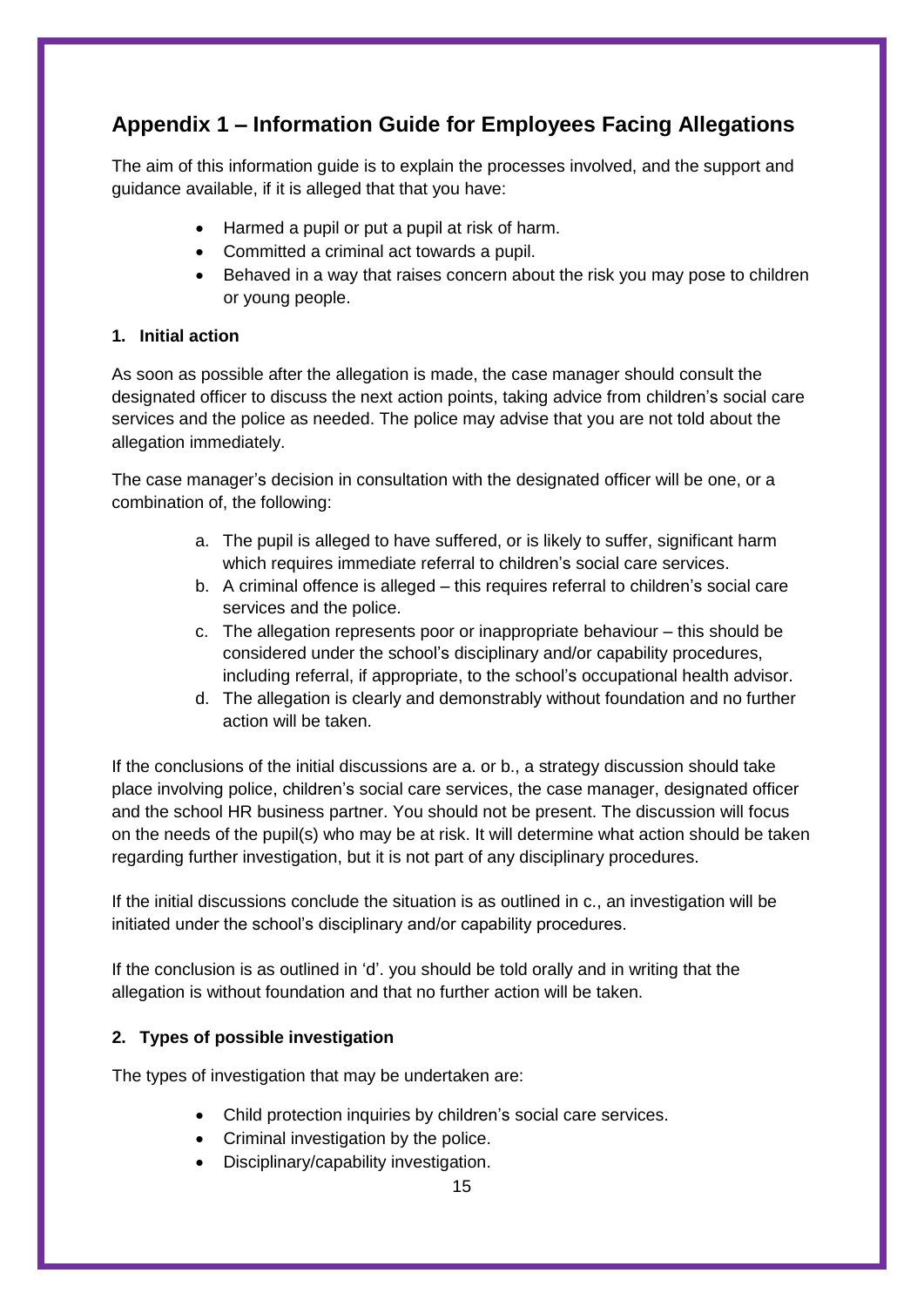## Appendix 1 – Information Guide for Employees Facing Allegations

The aim of this information guide is to explain the processes involved, and the support and guidance available, if it is alleged that that you have:

- Harmed a pupil or put a pupil at risk of harm.
- Committed a criminal act towards a pupil.
- Behaved in a way that raises concern about the risk you may pose to children or young people.

### 1. Initial action

As soon as possible after the allegation is made, the case manager should consult the designated officer to discuss the next action points, taking advice from children's social care services and the police as needed. The police may advise that you are not told about the allegation immediately.

The case manager's decision in consultation with the designated officer will be one, or a combination of, the following:

a. The pupil is alleged to have suffered, or is likely to suffer, significant harm which requires immediate referral to children's social care services.
b. A criminal offence is alleged – this requires referral to children's social care services and the police.
c. The allegation represents poor or inappropriate behaviour – this should be considered under the school's disciplinary and/or capability procedures, including referral, if appropriate, to the school's occupational health advisor.
d. The allegation is clearly and demonstrably without foundation and no further action will be taken.

If the conclusions of the initial discussions are a. or b., a strategy discussion should take place involving police, children's social care services, the case manager, designated officer and the school HR business partner. You should not be present. The discussion will focus on the needs of the pupil(s) who may be at risk. It will determine what action should be taken regarding further investigation, but it is not part of any disciplinary procedures.

If the initial discussions conclude the situation is as outlined in c., an investigation will be initiated under the school's disciplinary and/or capability procedures.

If the conclusion is as outlined in 'd'. you should be told orally and in writing that the allegation is without foundation and that no further action will be taken.

### 2. Types of possible investigation

The types of investigation that may be undertaken are:

- Child protection inquiries by children's social care services.
- Criminal investigation by the police.
- Disciplinary/capability investigation.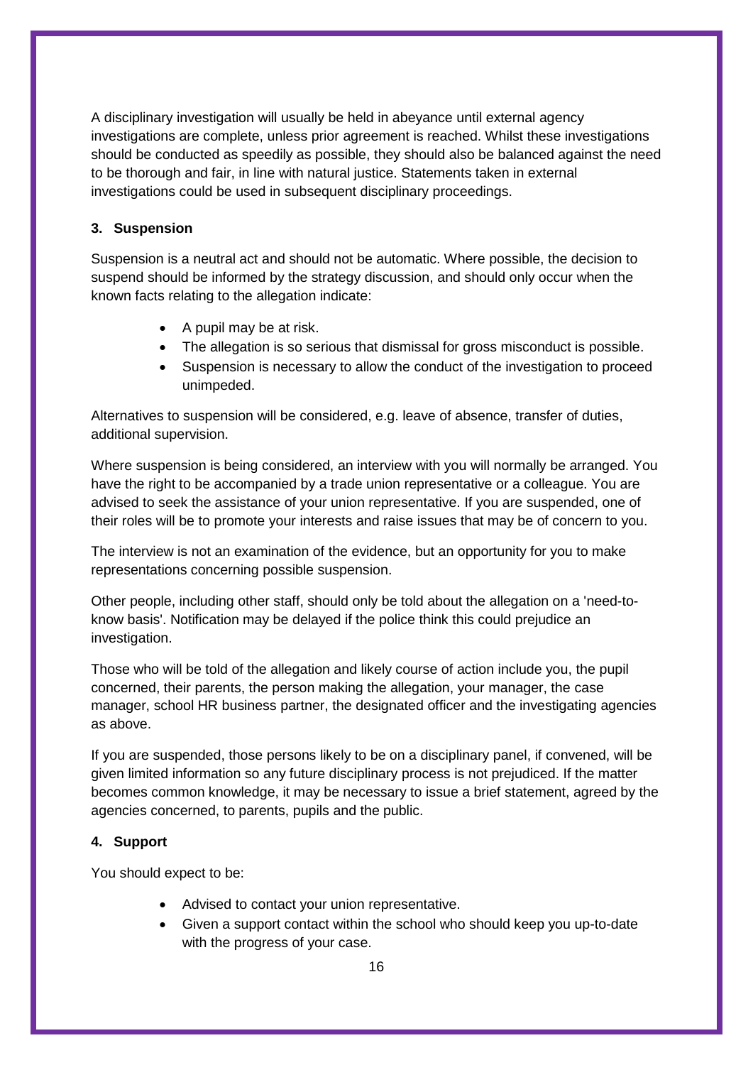A disciplinary investigation will usually be held in abeyance until external agency investigations are complete, unless prior agreement is reached. Whilst these investigations should be conducted as speedily as possible, they should also be balanced against the need to be thorough and fair, in line with natural justice. Statements taken in external investigations could be used in subsequent disciplinary proceedings.

### 3. Suspension

Suspension is a neutral act and should not be automatic. Where possible, the decision to suspend should be informed by the strategy discussion, and should only occur when the known facts relating to the allegation indicate:

- A pupil may be at risk.
- The allegation is so serious that dismissal for gross misconduct is possible.
- Suspension is necessary to allow the conduct of the investigation to proceed unimpeded.

Alternatives to suspension will be considered, e.g. leave of absence, transfer of duties, additional supervision.

Where suspension is being considered, an interview with you will normally be arranged. You have the right to be accompanied by a trade union representative or a colleague. You are advised to seek the assistance of your union representative. If you are suspended, one of their roles will be to promote your interests and raise issues that may be of concern to you.

The interview is not an examination of the evidence, but an opportunity for you to make representations concerning possible suspension.

Other people, including other staff, should only be told about the allegation on a 'need-to-know basis'. Notification may be delayed if the police think this could prejudice an investigation.

Those who will be told of the allegation and likely course of action include you, the pupil concerned, their parents, the person making the allegation, your manager, the case manager, school HR business partner, the designated officer and the investigating agencies as above.

If you are suspended, those persons likely to be on a disciplinary panel, if convened, will be given limited information so any future disciplinary process is not prejudiced. If the matter becomes common knowledge, it may be necessary to issue a brief statement, agreed by the agencies concerned, to parents, pupils and the public.

### 4. Support

You should expect to be:

- Advised to contact your union representative.
- Given a support contact within the school who should keep you up-to-date with the progress of your case.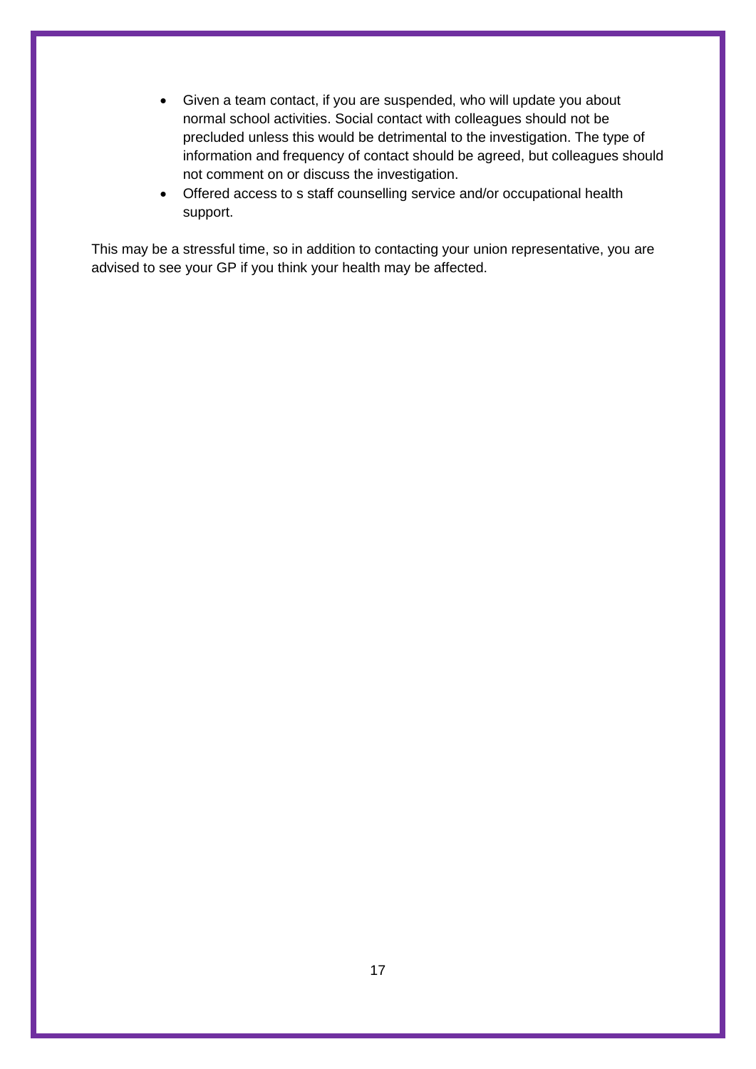- Given a team contact, if you are suspended, who will update you about normal school activities. Social contact with colleagues should not be precluded unless this would be detrimental to the investigation. The type of information and frequency of contact should be agreed, but colleagues should not comment on or discuss the investigation.
- Offered access to s staff counselling service and/or occupational health support.

This may be a stressful time, so in addition to contacting your union representative, you are advised to see your GP if you think your health may be affected.